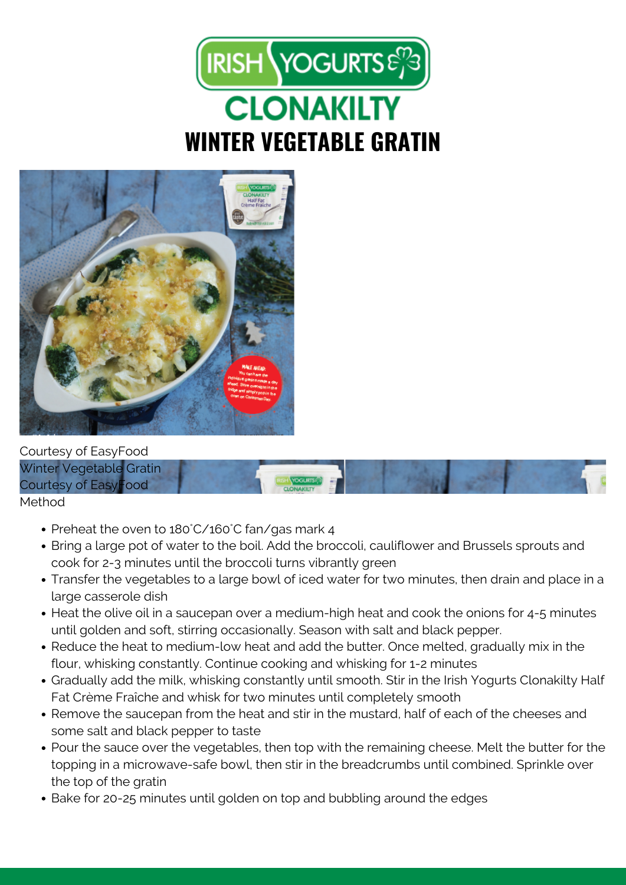IRISH YOGURTS CLONAKILTY

# WINTER VEGETABLE GRATIN

Courtesy of EasyFood

Winter Vegetable Gratin
Courtesy of EasyFood

Method

- Preheat the oven to 180˚C/160˚C fan/gas mark 4
- Bring a large pot of water to the boil. Add the broccoli, cauliflower and Brussels sprouts and cook for 2-3 minutes until the broccoli turns vibrantly green
- Transfer the vegetables to a large bowl of iced water for two minutes, then drain and place in a large casserole dish
- Heat the olive oil in a saucepan over a medium-high heat and cook the onions for 4-5 minutes until golden and soft, stirring occasionally. Season with salt and black pepper.
- Reduce the heat to medium-low heat and add the butter. Once melted, gradually mix in the flour, whisking constantly. Continue cooking and whisking for 1-2 minutes
- Gradually add the milk, whisking constantly until smooth. Stir in the Irish Yogurts Clonakilty Half Fat Crème Fraîche and whisk for two minutes until completely smooth
- Remove the saucepan from the heat and stir in the mustard, half of each of the cheeses and some salt and black pepper to taste
- Pour the sauce over the vegetables, then top with the remaining cheese. Melt the butter for the topping in a microwave-safe bowl, then stir in the breadcrumbs until combined. Sprinkle over the top of the gratin
- Bake for 20-25 minutes until golden on top and bubbling around the edges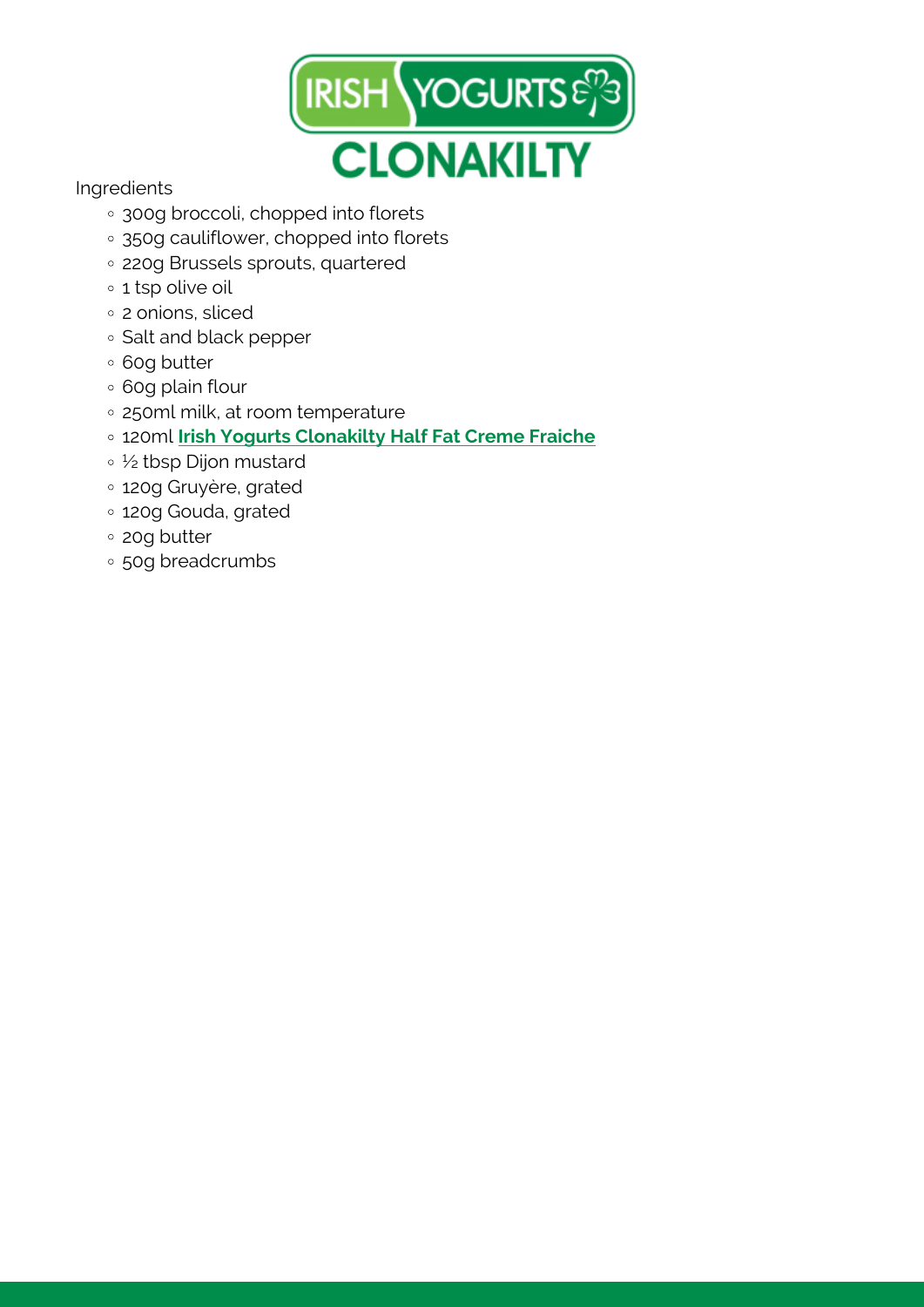Ingredients

- 300g broccoli, chopped into florets
- 350g cauliflower, chopped into florets
- 220g Brussels sprouts, quartered
- 1 tsp olive oil
- 2 onions, sliced
- Salt and black pepper
- 60g butter
- 60g plain flour
- 250ml milk, at room temperature
- 120ml **Irish Yogurts Clonakilty Half Fat Creme Fraiche**
- ½ tbsp Dijon mustard
- 120g Gruyère, grated
- 120g Gouda, grated
- 20g butter
- 50g breadcrumbs